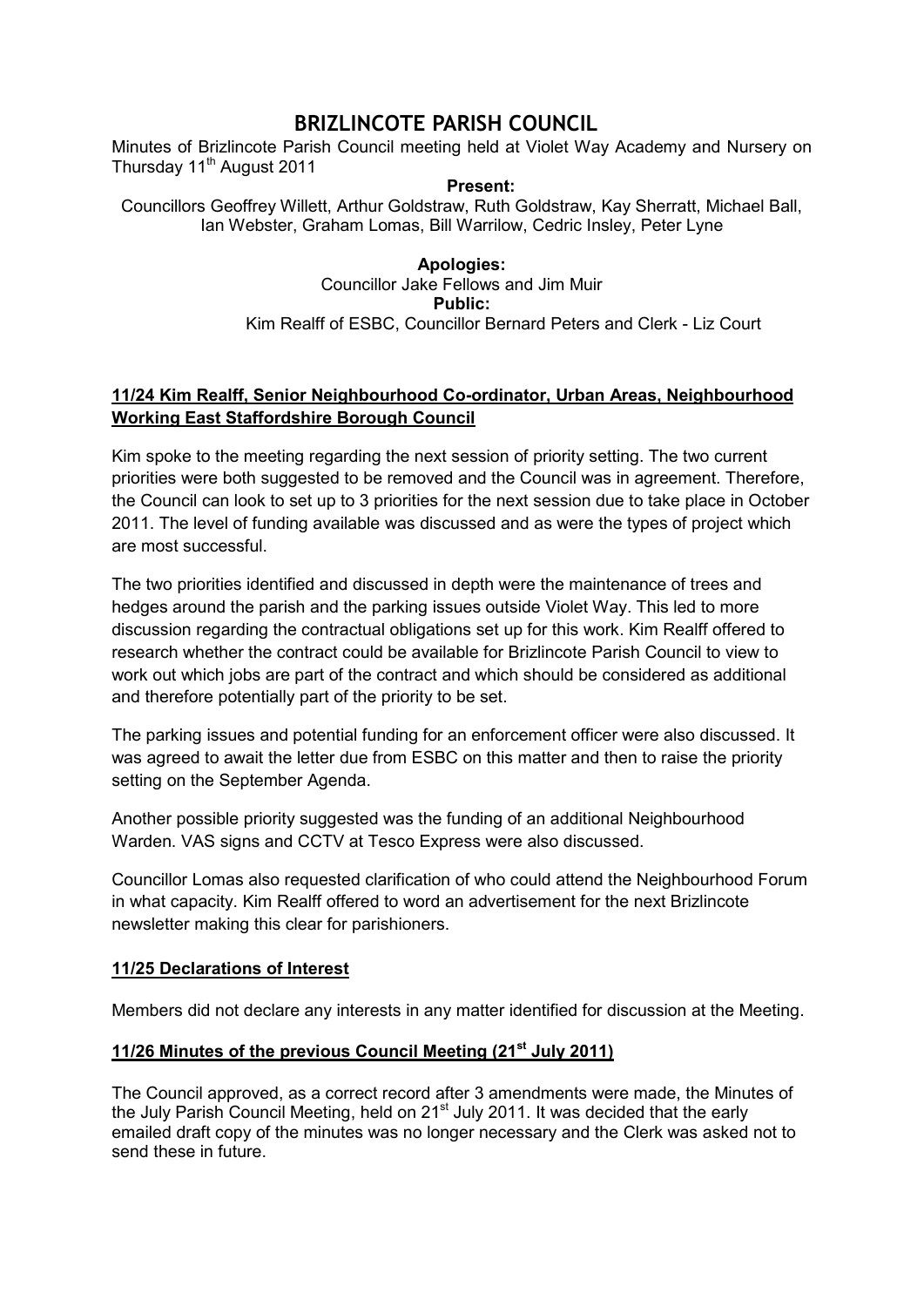# BRIZLINCOTE PARISH COUNCIL

Minutes of Brizlincote Parish Council meeting held at Violet Way Academy and Nursery on Thursday 11th August 2011

**Present:**

Councillors Geoffrey Willett, Arthur Goldstraw, Ruth Goldstraw, Kay Sherratt, Michael Ball, Ian Webster, Graham Lomas, Bill Warrilow, Cedric Insley, Peter Lyne

**Apologies:**

Councillor Jake Fellows and Jim Muir

**Public:**

Kim Realff of ESBC, Councillor Bernard Peters and Clerk - Liz Court

## 11/24 Kim Realff, Senior Neighbourhood Co-ordinator, Urban Areas, Neighbourhood Working East Staffordshire Borough Council

Kim spoke to the meeting regarding the next session of priority setting. The two current priorities were both suggested to be removed and the Council was in agreement. Therefore, the Council can look to set up to 3 priorities for the next session due to take place in October 2011. The level of funding available was discussed and as were the types of project which are most successful.

The two priorities identified and discussed in depth were the maintenance of trees and hedges around the parish and the parking issues outside Violet Way. This led to more discussion regarding the contractual obligations set up for this work. Kim Realff offered to research whether the contract could be available for Brizlincote Parish Council to view to work out which jobs are part of the contract and which should be considered as additional and therefore potentially part of the priority to be set.

The parking issues and potential funding for an enforcement officer were also discussed. It was agreed to await the letter due from ESBC on this matter and then to raise the priority setting on the September Agenda.

Another possible priority suggested was the funding of an additional Neighbourhood Warden. VAS signs and CCTV at Tesco Express were also discussed.

Councillor Lomas also requested clarification of who could attend the Neighbourhood Forum in what capacity. Kim Realff offered to word an advertisement for the next Brizlincote newsletter making this clear for parishioners.

## 11/25 Declarations of Interest

Members did not declare any interests in any matter identified for discussion at the Meeting.

## 11/26 Minutes of the previous Council Meeting (21st July 2011)

The Council approved, as a correct record after 3 amendments were made, the Minutes of the July Parish Council Meeting, held on 21st July 2011. It was decided that the early emailed draft copy of the minutes was no longer necessary and the Clerk was asked not to send these in future.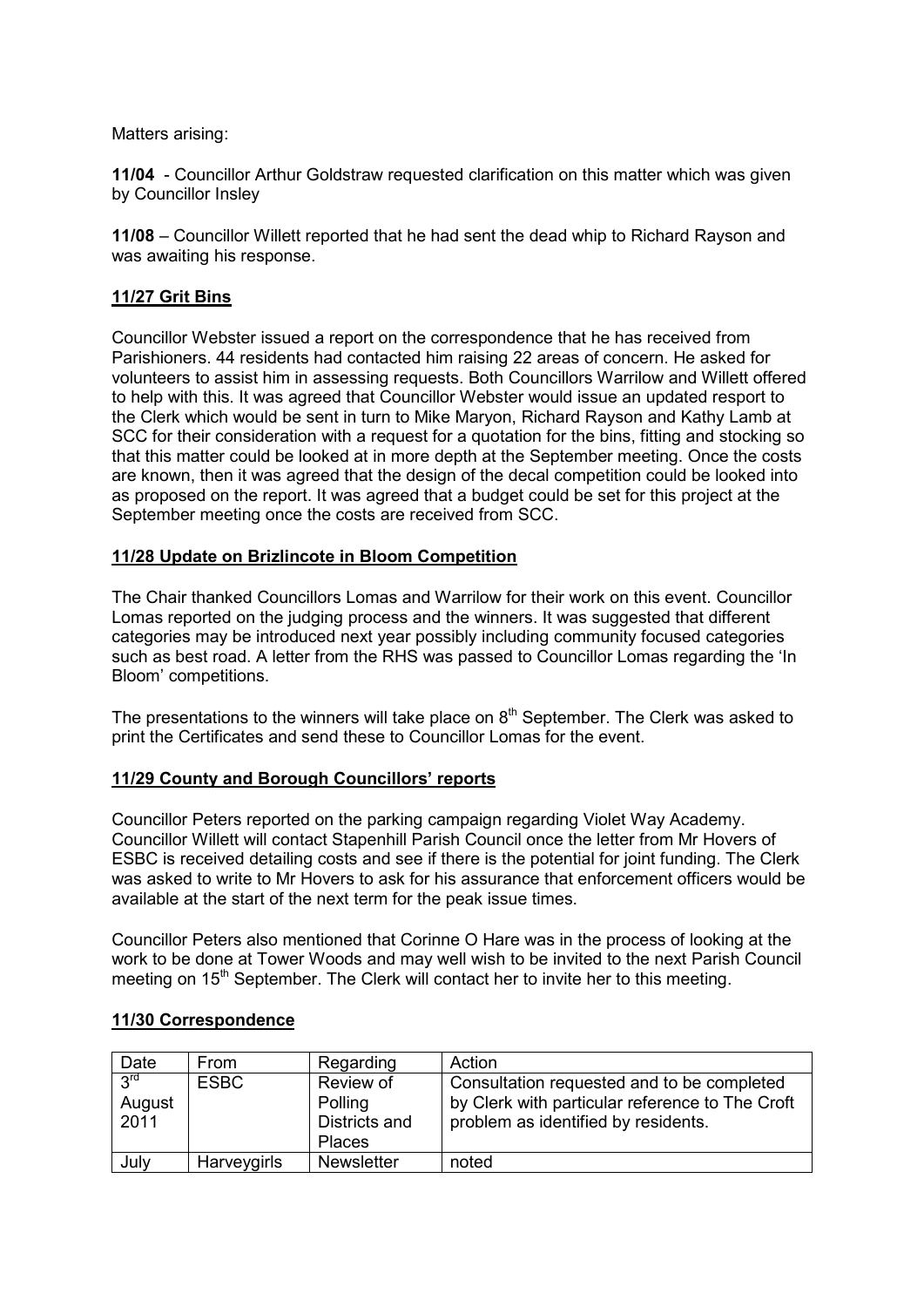Matters arising:

**11/04** - Councillor Arthur Goldstraw requested clarification on this matter which was given by Councillor Insley

**11/08** – Councillor Willett reported that he had sent the dead whip to Richard Rayson and was awaiting his response.

## 11/27 Grit Bins

Councillor Webster issued a report on the correspondence that he has received from Parishioners. 44 residents had contacted him raising 22 areas of concern. He asked for volunteers to assist him in assessing requests. Both Councillors Warrilow and Willett offered to help with this. It was agreed that Councillor Webster would issue an updated resport to the Clerk which would be sent in turn to Mike Maryon, Richard Rayson and Kathy Lamb at SCC for their consideration with a request for a quotation for the bins, fitting and stocking so that this matter could be looked at in more depth at the September meeting. Once the costs are known, then it was agreed that the design of the decal competition could be looked into as proposed on the report. It was agreed that a budget could be set for this project at the September meeting once the costs are received from SCC.

## 11/28 Update on Brizlincote in Bloom Competition

The Chair thanked Councillors Lomas and Warrilow for their work on this event. Councillor Lomas reported on the judging process and the winners. It was suggested that different categories may be introduced next year possibly including community focused categories such as best road. A letter from the RHS was passed to Councillor Lomas regarding the 'In Bloom' competitions.

The presentations to the winners will take place on 8th September. The Clerk was asked to print the Certificates and send these to Councillor Lomas for the event.

## 11/29 County and Borough Councillors' reports

Councillor Peters reported on the parking campaign regarding Violet Way Academy. Councillor Willett will contact Stapenhill Parish Council once the letter from Mr Hovers of ESBC is received detailing costs and see if there is the potential for joint funding. The Clerk was asked to write to Mr Hovers to ask for his assurance that enforcement officers would be available at the start of the next term for the peak issue times.

Councillor Peters also mentioned that Corinne O Hare was in the process of looking at the work to be done at Tower Woods and may well wish to be invited to the next Parish Council meeting on 15th September. The Clerk will contact her to invite her to this meeting.

## 11/30 Correspondence

| Date | From | Regarding | Action |
|---|---|---|---|
| 3rd August 2011 | ESBC | Review of Polling Districts and Places | Consultation requested and to be completed by Clerk with particular reference to The Croft problem as identified by residents. |
| July | Harveygirls | Newsletter | noted |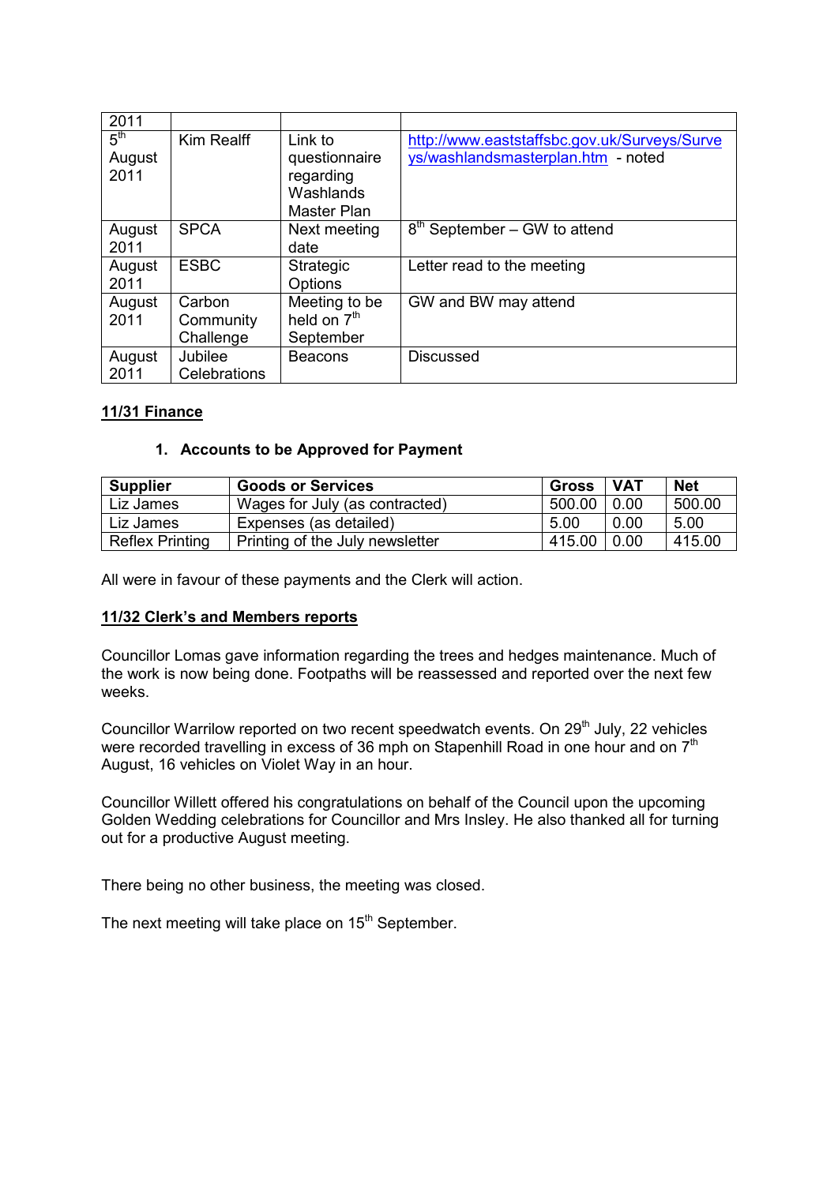| | | | |
|---|---|---|---|
| 2011 | | | |
| 5th August 2011 | Kim Realff | Link to questionnaire regarding Washlands Master Plan | http://www.eaststaffsbc.gov.uk/Surveys/Surveys/washlandsmasterplan.htm - noted |
| August 2011 | SPCA | Next meeting date | 8th September – GW to attend |
| August 2011 | ESBC | Strategic Options | Letter read to the meeting |
| August 2011 | Carbon Community Challenge | Meeting to be held on 7th September | GW and BW may attend |
| August 2011 | Jubilee Celebrations | Beacons | Discussed |

## 11/31 Finance

### 1. Accounts to be Approved for Payment

| Supplier | Goods or Services | Gross | VAT | Net |
|---|---|---|---|---|
| Liz James | Wages for July (as contracted) | 500.00 | 0.00 | 500.00 |
| Liz James | Expenses (as detailed) | 5.00 | 0.00 | 5.00 |
| Reflex Printing | Printing of the July newsletter | 415.00 | 0.00 | 415.00 |

All were in favour of these payments and the Clerk will action.

## 11/32 Clerk's and Members reports

Councillor Lomas gave information regarding the trees and hedges maintenance. Much of the work is now being done. Footpaths will be reassessed and reported over the next few weeks.

Councillor Warrilow reported on two recent speedwatch events. On 29th July, 22 vehicles were recorded travelling in excess of 36 mph on Stapenhill Road in one hour and on 7th August, 16 vehicles on Violet Way in an hour.

Councillor Willett offered his congratulations on behalf of the Council upon the upcoming Golden Wedding celebrations for Councillor and Mrs Insley. He also thanked all for turning out for a productive August meeting.

There being no other business, the meeting was closed.

The next meeting will take place on 15th September.